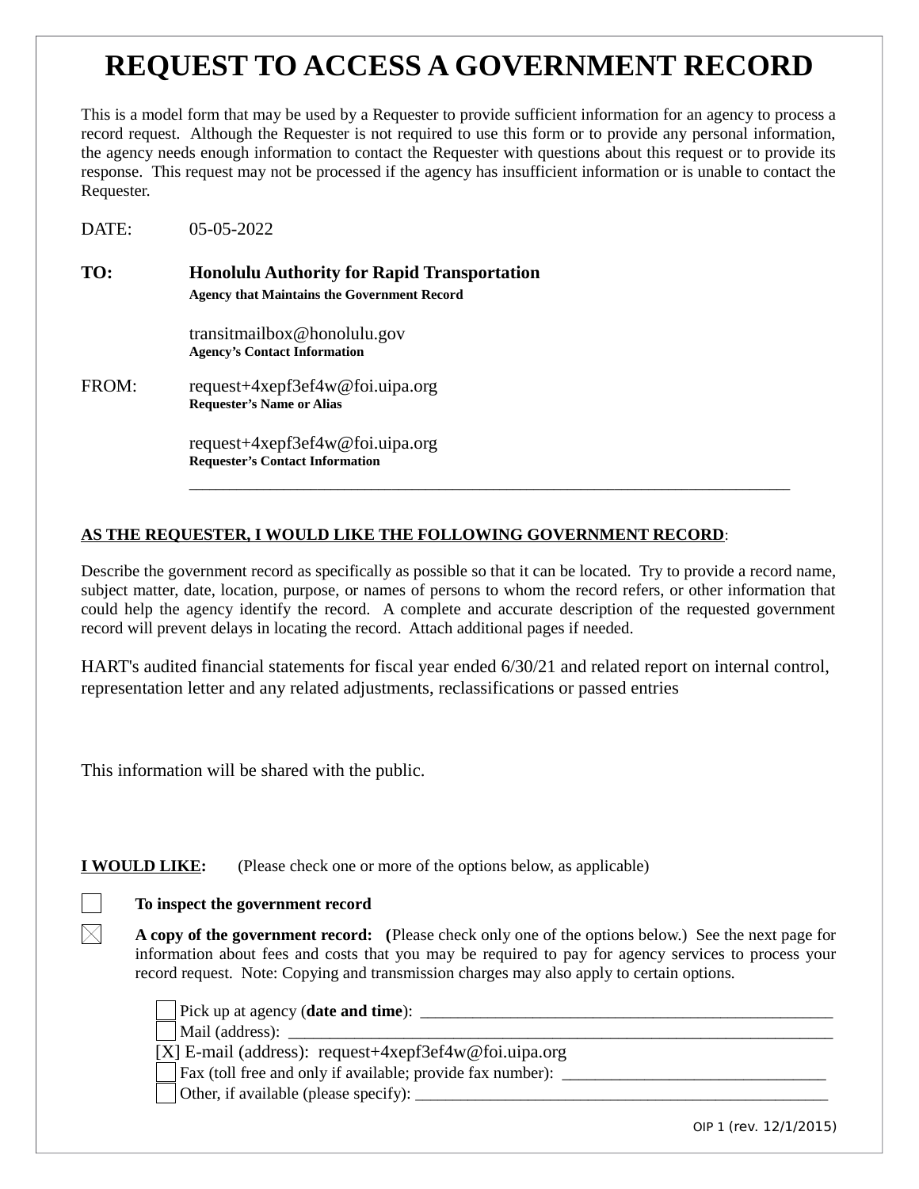# REQUEST TO ACCESS A GOVERNMENT RECORD

This is a model form that may be used by a Requester to provide sufficient information for an agency to process a record request. Although the Requester is not required to use this form or to provide any personal information, the agency needs enough information to contact the Requester with questions about this request or to provide its response. This request may not be processed if the agency has insufficient information or is unable to contact the Requester.

DATE: 05-05-2022

**TO:** **Honolulu Authority for Rapid Transportation**
**Agency that Maintains the Government Record**

transitmailbox@honolulu.gov
**Agency's Contact Information**

FROM: request+4xepf3ef4w@foi.uipa.org
**Requester's Name or Alias**

request+4xepf3ef4w@foi.uipa.org
**Requester's Contact Information**

**AS THE REQUESTER, I WOULD LIKE THE FOLLOWING GOVERNMENT RECORD**:

Describe the government record as specifically as possible so that it can be located. Try to provide a record name, subject matter, date, location, purpose, or names of persons to whom the record refers, or other information that could help the agency identify the record. A complete and accurate description of the requested government record will prevent delays in locating the record. Attach additional pages if needed.

HART's audited financial statements for fiscal year ended 6/30/21 and related report on internal control, representation letter and any related adjustments, reclassifications or passed entries

This information will be shared with the public.

**I WOULD LIKE:** (Please check one or more of the options below, as applicable)

- [ ] **To inspect the government record**
- [X] **A copy of the government record:** (Please check only one of the options below.) See the next page for information about fees and costs that you may be required to pay for agency services to process your record request. Note: Copying and transmission charges may also apply to certain options.
  - [ ] Pick up at agency (**date and time**): ______
  - [ ] Mail (address): ______
  - [X] E-mail (address): request+4xepf3ef4w@foi.uipa.org
  - [ ] Fax (toll free and only if available; provide fax number): ______
  - [ ] Other, if available (please specify): ______

OIP 1 (rev. 12/1/2015)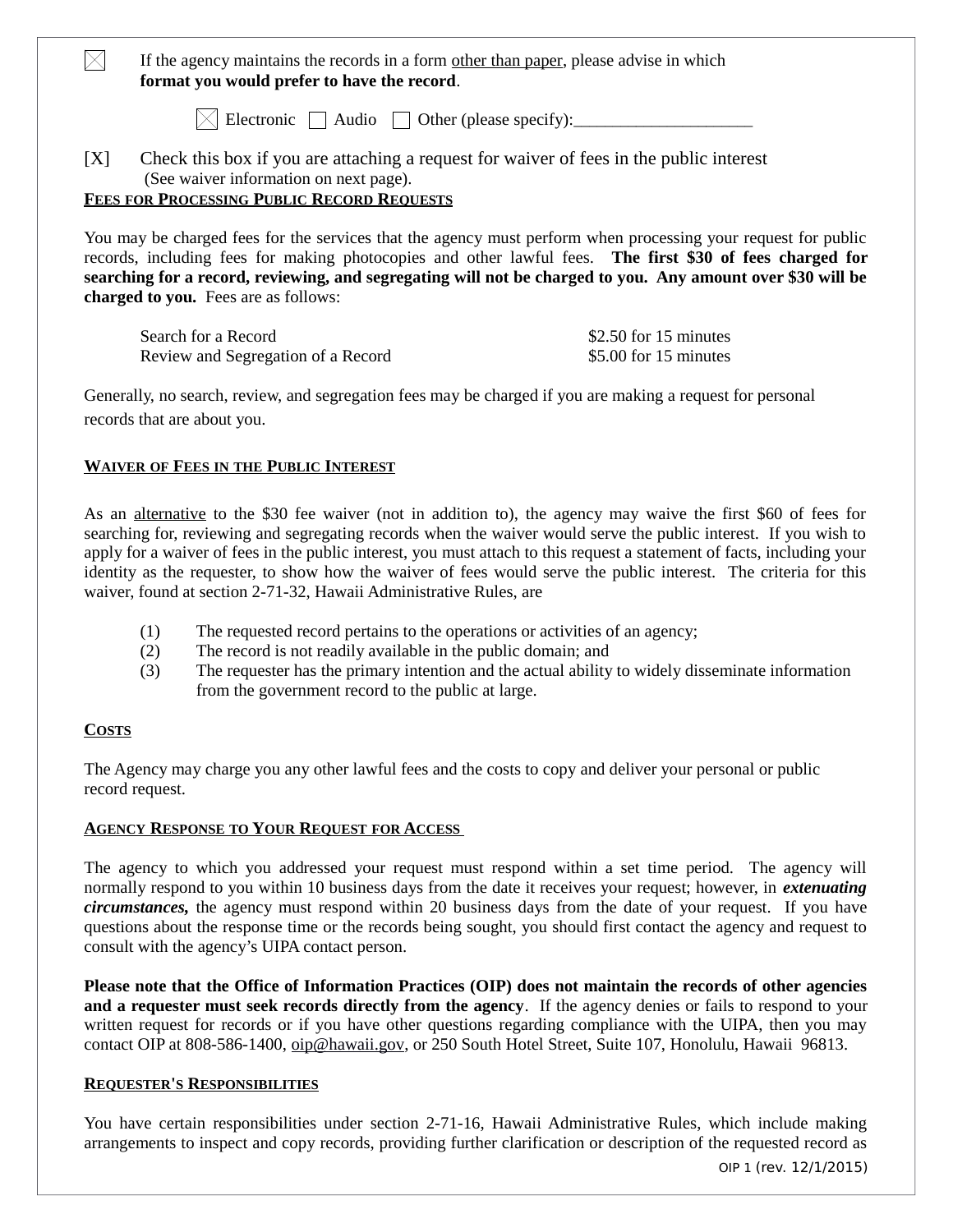☒ If the agency maintains the records in a form <u>other than paper</u>, please advise in which **format you would prefer to have the record**.

☒ Electronic ☐ Audio ☐ Other (please specify):_____________________

[X] Check this box if you are attaching a request for waiver of fees in the public interest (See waiver information on next page).

## FEES FOR PROCESSING PUBLIC RECORD REQUESTS

You may be charged fees for the services that the agency must perform when processing your request for public records, including fees for making photocopies and other lawful fees. **The first $30 of fees charged for searching for a record, reviewing, and segregating will not be charged to you. Any amount over $30 will be charged to you.** Fees are as follows:

| | |
|---|---|
| Search for a Record | $2.50 for 15 minutes |
| Review and Segregation of a Record | $5.00 for 15 minutes |

Generally, no search, review, and segregation fees may be charged if you are making a request for personal records that are about you.

## WAIVER OF FEES IN THE PUBLIC INTEREST

As an <u>alternative</u> to the $30 fee waiver (not in addition to), the agency may waive the first $60 of fees for searching for, reviewing and segregating records when the waiver would serve the public interest. If you wish to apply for a waiver of fees in the public interest, you must attach to this request a statement of facts, including your identity as the requester, to show how the waiver of fees would serve the public interest. The criteria for this waiver, found at section 2-71-32, Hawaii Administrative Rules, are

(1) The requested record pertains to the operations or activities of an agency;
(2) The record is not readily available in the public domain; and
(3) The requester has the primary intention and the actual ability to widely disseminate information from the government record to the public at large.

## COSTS

The Agency may charge you any other lawful fees and the costs to copy and deliver your personal or public record request.

## AGENCY RESPONSE TO YOUR REQUEST FOR ACCESS

The agency to which you addressed your request must respond within a set time period. The agency will normally respond to you within 10 business days from the date it receives your request; however, in ***extenuating circumstances,*** the agency must respond within 20 business days from the date of your request. If you have questions about the response time or the records being sought, you should first contact the agency and request to consult with the agency's UIPA contact person.

**Please note that the Office of Information Practices (OIP) does not maintain the records of other agencies and a requester must seek records directly from the agency**. If the agency denies or fails to respond to your written request for records or if you have other questions regarding compliance with the UIPA, then you may contact OIP at 808-586-1400, <u>oip@hawaii.gov</u>, or 250 South Hotel Street, Suite 107, Honolulu, Hawaii 96813.

## REQUESTER'S RESPONSIBILITIES

You have certain responsibilities under section 2-71-16, Hawaii Administrative Rules, which include making arrangements to inspect and copy records, providing further clarification or description of the requested record as

OIP 1 (rev. 12/1/2015)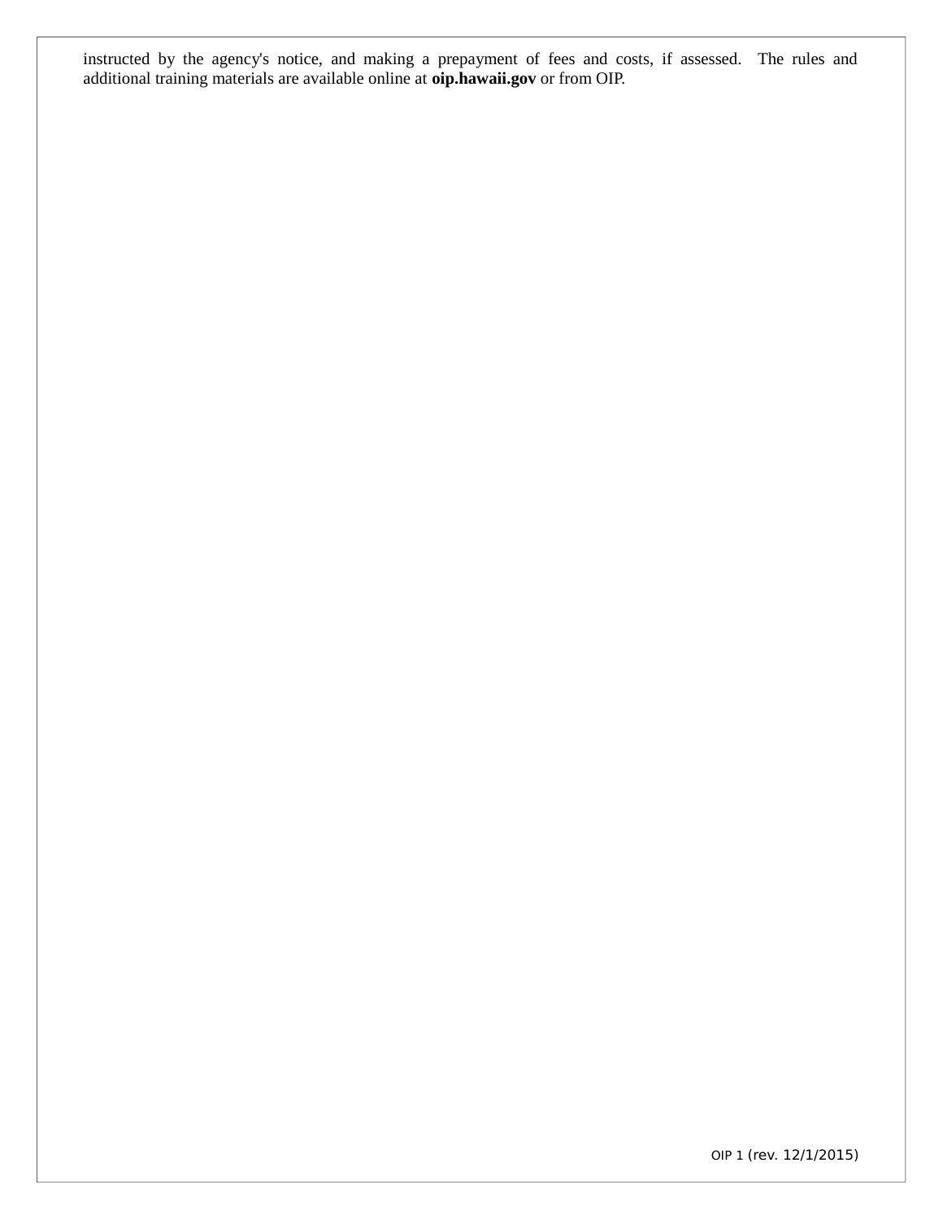instructed by the agency's notice, and making a prepayment of fees and costs, if assessed. The rules and additional training materials are available online at **oip.hawaii.gov** or from OIP.

OIP 1 (rev. 12/1/2015)